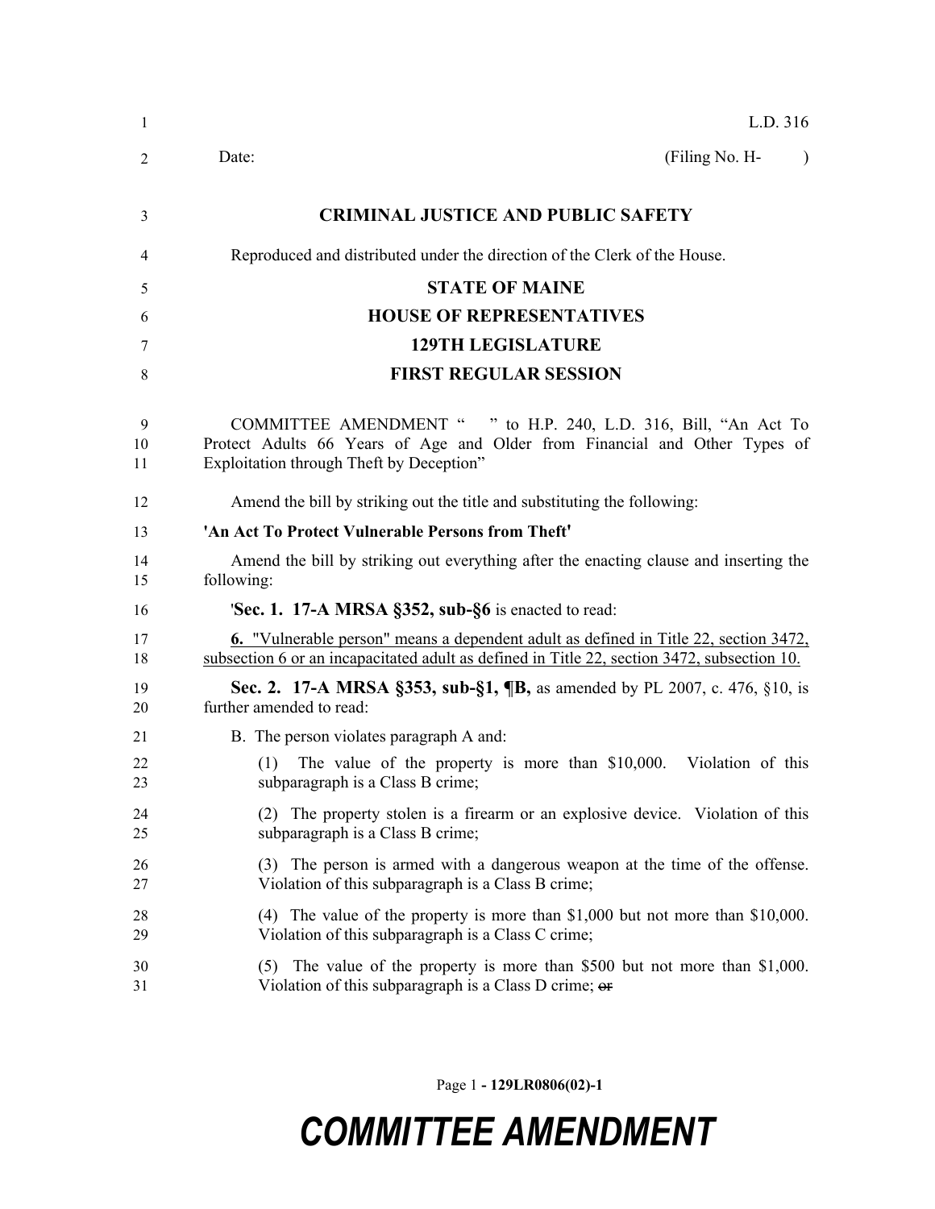L.D. 316

Date: (Filing No. H- )

**CRIMINAL JUSTICE AND PUBLIC SAFETY**

Reproduced and distributed under the direction of the Clerk of the House.

**STATE OF MAINE**

**HOUSE OF REPRESENTATIVES**

**129TH LEGISLATURE**

**FIRST REGULAR SESSION**

COMMITTEE AMENDMENT " " to H.P. 240, L.D. 316, Bill, "An Act To Protect Adults 66 Years of Age and Older from Financial and Other Types of Exploitation through Theft by Deception"

Amend the bill by striking out the title and substituting the following:

**'An Act To Protect Vulnerable Persons from Theft'**

Amend the bill by striking out everything after the enacting clause and inserting the following:

'**Sec. 1. 17-A MRSA §352, sub-§6** is enacted to read:

<u>**6.** "Vulnerable person" means a dependent adult as defined in Title 22, section 3472, subsection 6 or an incapacitated adult as defined in Title 22, section 3472, subsection 10.</u>

**Sec. 2. 17-A MRSA §353, sub-§1, ¶B,** as amended by PL 2007, c. 476, §10, is further amended to read:

B. The person violates paragraph A and:

(1) The value of the property is more than $10,000. Violation of this subparagraph is a Class B crime;

(2) The property stolen is a firearm or an explosive device. Violation of this subparagraph is a Class B crime;

(3) The person is armed with a dangerous weapon at the time of the offense. Violation of this subparagraph is a Class B crime;

(4) The value of the property is more than $1,000 but not more than $10,000. Violation of this subparagraph is a Class C crime;

(5) The value of the property is more than $500 but not more than $1,000. Violation of this subparagraph is a Class D crime; ~~or~~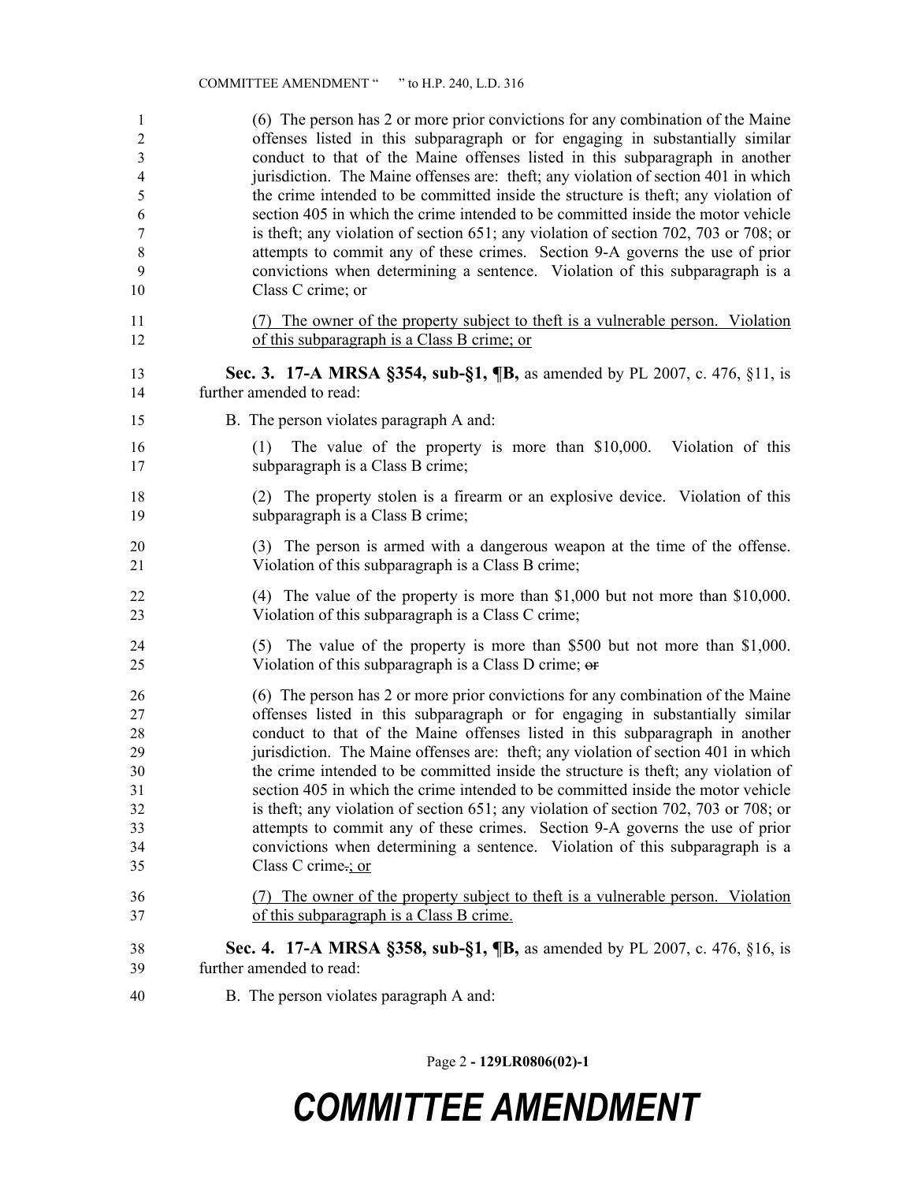(6) The person has 2 or more prior convictions for any combination of the Maine offenses listed in this subparagraph or for engaging in substantially similar conduct to that of the Maine offenses listed in this subparagraph in another jurisdiction. The Maine offenses are: theft; any violation of section 401 in which the crime intended to be committed inside the structure is theft; any violation of section 405 in which the crime intended to be committed inside the motor vehicle is theft; any violation of section 651; any violation of section 702, 703 or 708; or attempts to commit any of these crimes. Section 9-A governs the use of prior convictions when determining a sentence. Violation of this subparagraph is a Class C crime; or

(7) The owner of the property subject to theft is a vulnerable person. Violation of this subparagraph is a Class B crime; or

**Sec. 3. 17-A MRSA §354, sub-§1, ¶B,** as amended by PL 2007, c. 476, §11, is further amended to read:

B. The person violates paragraph A and:

(1) The value of the property is more than $10,000. Violation of this subparagraph is a Class B crime;

(2) The property stolen is a firearm or an explosive device. Violation of this subparagraph is a Class B crime;

(3) The person is armed with a dangerous weapon at the time of the offense. Violation of this subparagraph is a Class B crime;

(4) The value of the property is more than $1,000 but not more than $10,000. Violation of this subparagraph is a Class C crime;

(5) The value of the property is more than $500 but not more than $1,000. Violation of this subparagraph is a Class D crime; ~~or~~

(6) The person has 2 or more prior convictions for any combination of the Maine offenses listed in this subparagraph or for engaging in substantially similar conduct to that of the Maine offenses listed in this subparagraph in another jurisdiction. The Maine offenses are: theft; any violation of section 401 in which the crime intended to be committed inside the structure is theft; any violation of section 405 in which the crime intended to be committed inside the motor vehicle is theft; any violation of section 651; any violation of section 702, 703 or 708; or attempts to commit any of these crimes. Section 9-A governs the use of prior convictions when determining a sentence. Violation of this subparagraph is a Class C crime~~.~~; or

(7) The owner of the property subject to theft is a vulnerable person. Violation of this subparagraph is a Class B crime.

**Sec. 4. 17-A MRSA §358, sub-§1, ¶B,** as amended by PL 2007, c. 476, §16, is further amended to read:

B. The person violates paragraph A and: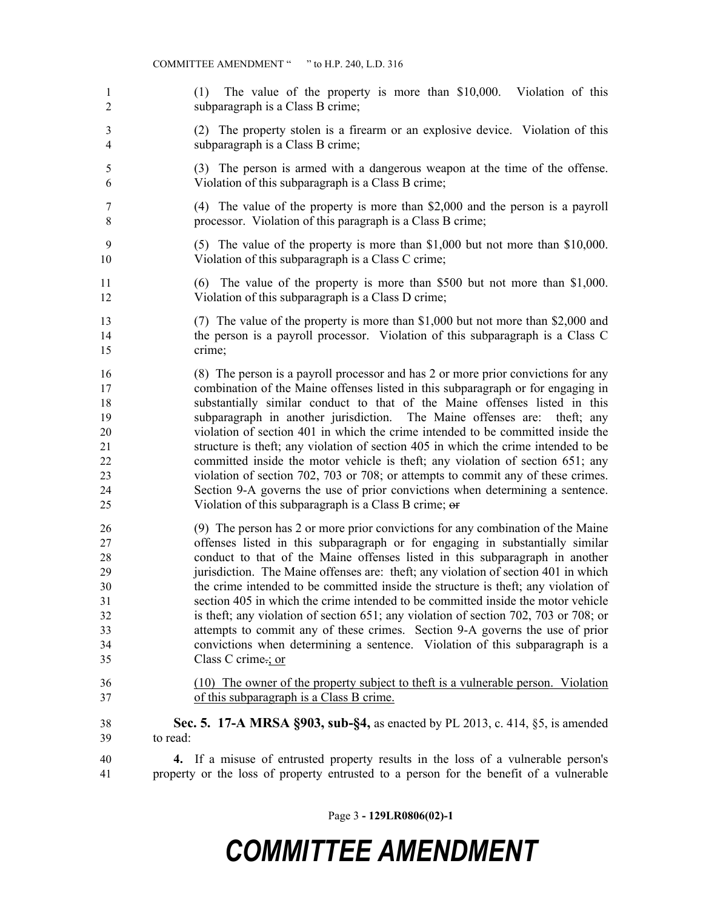(1) The value of the property is more than $10,000. Violation of this subparagraph is a Class B crime;

(2) The property stolen is a firearm or an explosive device. Violation of this subparagraph is a Class B crime;

(3) The person is armed with a dangerous weapon at the time of the offense. Violation of this subparagraph is a Class B crime;

(4) The value of the property is more than $2,000 and the person is a payroll processor. Violation of this paragraph is a Class B crime;

(5) The value of the property is more than $1,000 but not more than $10,000. Violation of this subparagraph is a Class C crime;

(6) The value of the property is more than $500 but not more than $1,000. Violation of this subparagraph is a Class D crime;

(7) The value of the property is more than $1,000 but not more than $2,000 and the person is a payroll processor. Violation of this subparagraph is a Class C crime;

(8) The person is a payroll processor and has 2 or more prior convictions for any combination of the Maine offenses listed in this subparagraph or for engaging in substantially similar conduct to that of the Maine offenses listed in this subparagraph in another jurisdiction. The Maine offenses are: theft; any violation of section 401 in which the crime intended to be committed inside the structure is theft; any violation of section 405 in which the crime intended to be committed inside the motor vehicle is theft; any violation of section 651; any violation of section 702, 703 or 708; or attempts to commit any of these crimes. Section 9-A governs the use of prior convictions when determining a sentence. Violation of this subparagraph is a Class B crime; ~~or~~

(9) The person has 2 or more prior convictions for any combination of the Maine offenses listed in this subparagraph or for engaging in substantially similar conduct to that of the Maine offenses listed in this subparagraph in another jurisdiction. The Maine offenses are: theft; any violation of section 401 in which the crime intended to be committed inside the structure is theft; any violation of section 405 in which the crime intended to be committed inside the motor vehicle is theft; any violation of section 651; any violation of section 702, 703 or 708; or attempts to commit any of these crimes. Section 9-A governs the use of prior convictions when determining a sentence. Violation of this subparagraph is a Class C crime~~.~~; or

(10) The owner of the property subject to theft is a vulnerable person. Violation of this subparagraph is a Class B crime.

**Sec. 5. 17-A MRSA §903, sub-§4,** as enacted by PL 2013, c. 414, §5, is amended to read:

**4.** If a misuse of entrusted property results in the loss of a vulnerable person's property or the loss of property entrusted to a person for the benefit of a vulnerable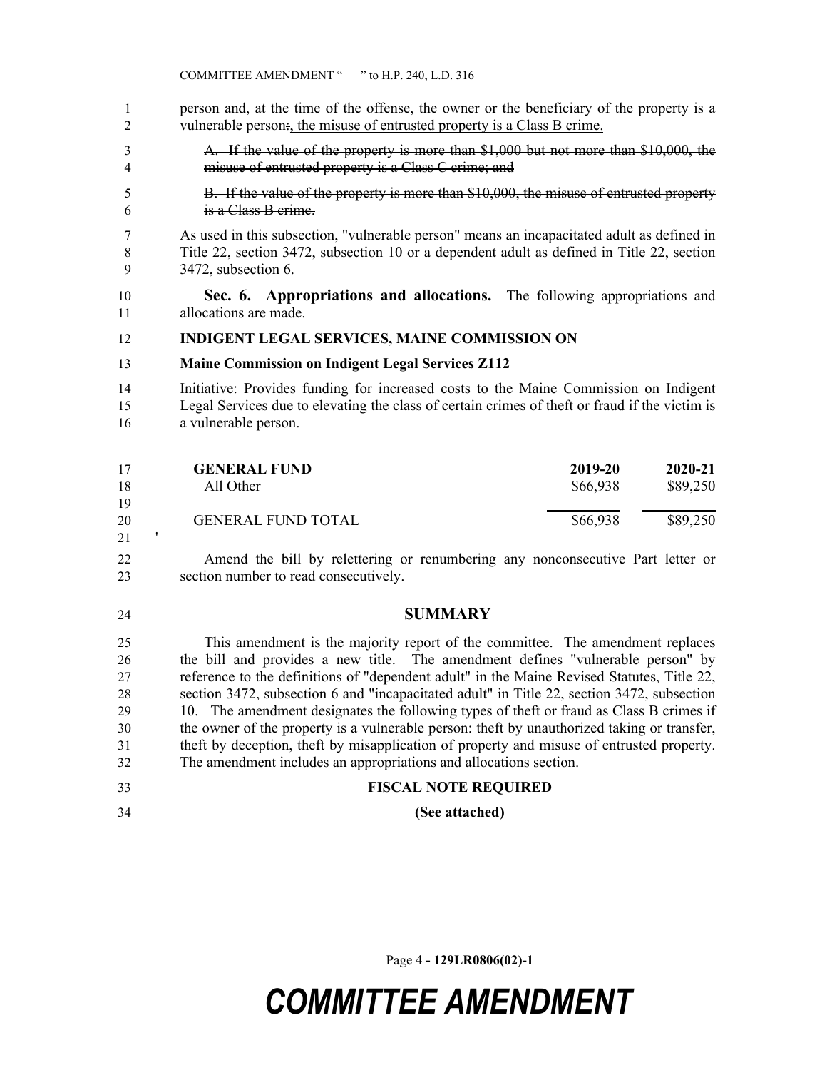person and, at the time of the offense, the owner or the beneficiary of the property is a vulnerable person~~:~~, the misuse of entrusted property is a Class B crime.

~~A. If the value of the property is more than $1,000 but not more than $10,000, the misuse of entrusted property is a Class C crime; and~~

~~B. If the value of the property is more than $10,000, the misuse of entrusted property is a Class B crime.~~

As used in this subsection, "vulnerable person" means an incapacitated adult as defined in Title 22, section 3472, subsection 10 or a dependent adult as defined in Title 22, section 3472, subsection 6.

**Sec. 6. Appropriations and allocations.** The following appropriations and allocations are made.

**INDIGENT LEGAL SERVICES, MAINE COMMISSION ON**

**Maine Commission on Indigent Legal Services Z112**

Initiative: Provides funding for increased costs to the Maine Commission on Indigent Legal Services due to elevating the class of certain crimes of theft or fraud if the victim is a vulnerable person.

| GENERAL FUND | 2019-20 | 2020-21 |
|---|---|---|
| All Other | $66,938 | $89,250 |
| GENERAL FUND TOTAL | $66,938 | $89,250 |

'

Amend the bill by relettering or renumbering any nonconsecutive Part letter or section number to read consecutively.

## SUMMARY

This amendment is the majority report of the committee. The amendment replaces the bill and provides a new title. The amendment defines "vulnerable person" by reference to the definitions of "dependent adult" in the Maine Revised Statutes, Title 22, section 3472, subsection 6 and "incapacitated adult" in Title 22, section 3472, subsection 10. The amendment designates the following types of theft or fraud as Class B crimes if the owner of the property is a vulnerable person: theft by unauthorized taking or transfer, theft by deception, theft by misapplication of property and misuse of entrusted property. The amendment includes an appropriations and allocations section.

**FISCAL NOTE REQUIRED**

**(See attached)**